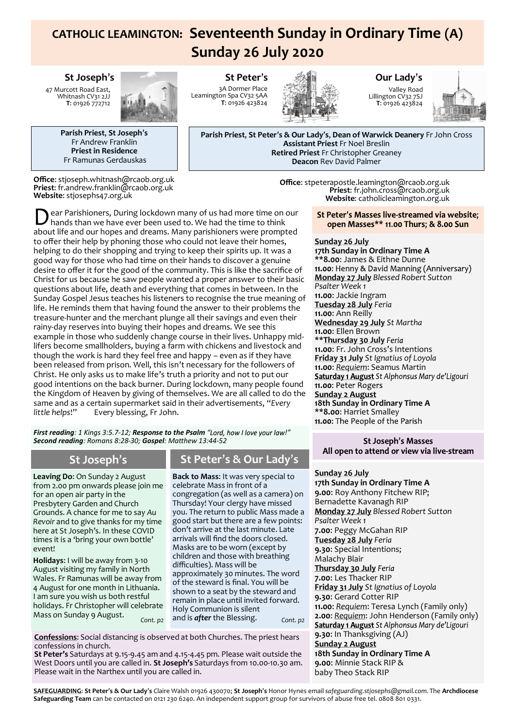# CATHOLIC LEAMINGTON: Seventeenth Sunday in Ordinary Time (A)
## Sunday 26 July 2020

**St Joseph's**
47 Murcott Road East,
Whitnash CV31 2JJ
**T**: 01926 772712

**St Peter's**
3A Dormer Place
Leamington Spa CV32 5AA
**T**: 01926 423824

**Our Lady's**
Valley Road
Lillington CV32 7SJ
**T**: 01926 423824

**Parish Priest, St Joseph's**
Fr Andrew Franklin
**Priest in Residence**
Fr Ramunas Gerdauskas

**Parish Priest, St Peter's & Our Lady's, Dean of Warwick Deanery** Fr John Cross
**Assistant Priest** Fr Noel Breslin
**Retired Priest** Fr Christopher Greaney
**Deacon** Rev David Palmer

**Office**: stjoseph.whitnash@rcaob.org.uk
**Priest**: fr.andrew.franklin@rcaob.org.uk
**Website**: stjosephs47.org.uk

**Office**: stpeterapostle.leamington@rcaob.org.uk
**Priest**: fr.john.cross@rcaob.org.uk
**Website**: catholicleamington.org.uk

Dear Parishioners, During lockdown many of us had more time on our hands than we have ever been used to. We had the time to think about life and our hopes and dreams. Many parishioners were prompted to offer their help by phoning those who could not leave their homes, helping to do their shopping and trying to keep their spirits up. It was a good way for those who had time on their hands to discover a genuine desire to offer it for the good of the community. This is like the sacrifice of Christ for us because he saw people wanted a proper answer to their basic questions about life, death and everything that comes in between. In the Sunday Gospel Jesus teaches his listeners to recognise the true meaning of life. He reminds them that having found the answer to their problems the treasure-hunter and the merchant plunge all their savings and even their rainy-day reserves into buying their hopes and dreams. We see this example in those who suddenly change course in their lives. Unhappy mid-lifers become smallholders, buying a farm with chickens and livestock and though the work is hard they feel free and happy – even as if they have been released from prison. Well, this isn't necessary for the followers of Christ. He only asks us to make life's truth a priority and not to put our good intentions on the back burner. During lockdown, many people found the Kingdom of Heaven by giving of themselves. We are all called to do the same and as a certain supermarket said in their advertisements, "*Every little helps*!" Every blessing, Fr John.

***First reading**: 1 Kings 3:5.7-12;* ***Response to the Psalm*** *"Lord, how I love your law!"*
***Second reading**: Romans 8:28-30;* ***Gospel**: Matthew 13:44-52*

## St Joseph's

**Leaving Do**: On Sunday 2 August from 2.00 pm onwards please join me for an open air party in the Presbytery Garden and Church Grounds. A chance for me to say *Au Revoir* and to give thanks for my time here at St Joseph's. In these COVID times it is a 'bring your own bottle' event!

**Holidays**: I will be away from 3-10 August visiting my family in North Wales. Fr Ramunas will be away from 4 August for one month in Lithuania. I am sure you wish us both restful holidays. Fr Christopher will celebrate Mass on Sunday 9 August. *Cont. p2*

## St Peter's & Our Lady's

**Back to Mass**: It was very special to celebrate Mass in front of a congregation (as well as a camera) on Thursday! Your clergy have missed you. The return to public Mass made a good start but there are a few points: don't arrive at the last minute. Late arrivals will find the doors closed. Masks are to be worn (except by children and those with breathing difficulties). Mass will be approximately 30 minutes. The word of the steward is final. You will be shown to a seat by the steward and remain in place until invited forward. Holy Communion is silent and is ***after*** the Blessing. *Cont. p2*

**Confessions**: Social distancing is observed at both Churches. The priest hears confessions in church.
**St Peter's** Saturdays at 9.15-9.45 am and 4.15-4.45 pm. Please wait outside the West Doors until you are called in. **St Joseph's** Saturdays from 10.00-10.30 am. Please wait in the Narthex until you are called in.

### St Peter's Masses live-streamed via website; open Masses** 11.00 Thurs; & 8.00 Sun

**Sunday 26 July**
**17th Sunday in Ordinary Time A**
****8.00**: James & Eithne Dunne
**11.00**: Henny & David Manning (Anniversary)
**Monday 27 July** *Blessed Robert Sutton*
*Psalter Week 1*
**11.00**: Jackie Ingram
**Tuesday 28 July** *Feria*
**11.00**: Ann Reilly
**Wednesday 29 July** *St Martha*
**11.00**: Ellen Brown
****Thursday 30 July** *Feria*
**11.00**: Fr. John Cross's Intentions
**Friday 31 July** *St Ignatius of Loyola*
**11.00**: *Requiem*: Seamus Martin
**Saturday 1 August** *St Alphonsus Mary de'Ligouri*
**11.00**: Peter Rogers
**Sunday 2 August**
**18th Sunday in Ordinary Time A**
****8.00**: Harriet Smalley
**11.00**: The People of the Parish

### St Joseph's Masses All open to attend or view via live-stream

**Sunday 26 July**
**17th Sunday in Ordinary Time A**
**9.00**: Roy Anthony Fitchew RIP; Bernadette Kavanagh RIP
**Monday 27 July** *Blessed Robert Sutton*
*Psalter Week 1*
**7.00**: Peggy McGahan RIP
**Tuesday 28 July** *Feria*
**9.30**: Special Intentions; Malachy Blair
**Thursday 30 July** *Feria*
**7.00**: Les Thacker RIP
**Friday 31 July** *St Ignatius of Loyola*
**9.30**: Gerard Cotter RIP
**11.00**: *Requiem*: Teresa Lynch (Family only)
**2.00**: *Requiem*: John Henderson (Family only)
**Saturday 1 August** *St Alphonsus Mary de'Ligouri*
**9.30**: In Thanksgiving (AJ)
**Sunday 2 August**
**18th Sunday in Ordinary Time A**
**9.00**: Minnie Stack RIP & baby Theo Stack RIP

**SAFEGUARDING**: **St Peter's & Our Lady's** Claire Walsh 01926 430070; **St Joseph's** Honor Hynes email *safeguarding.stjosephs@gmail.com*. The **Archdiocese Safeguarding Team** can be contacted on 0121 230 6240. An independent support group for survivors of abuse free tel. 0808 801 0331.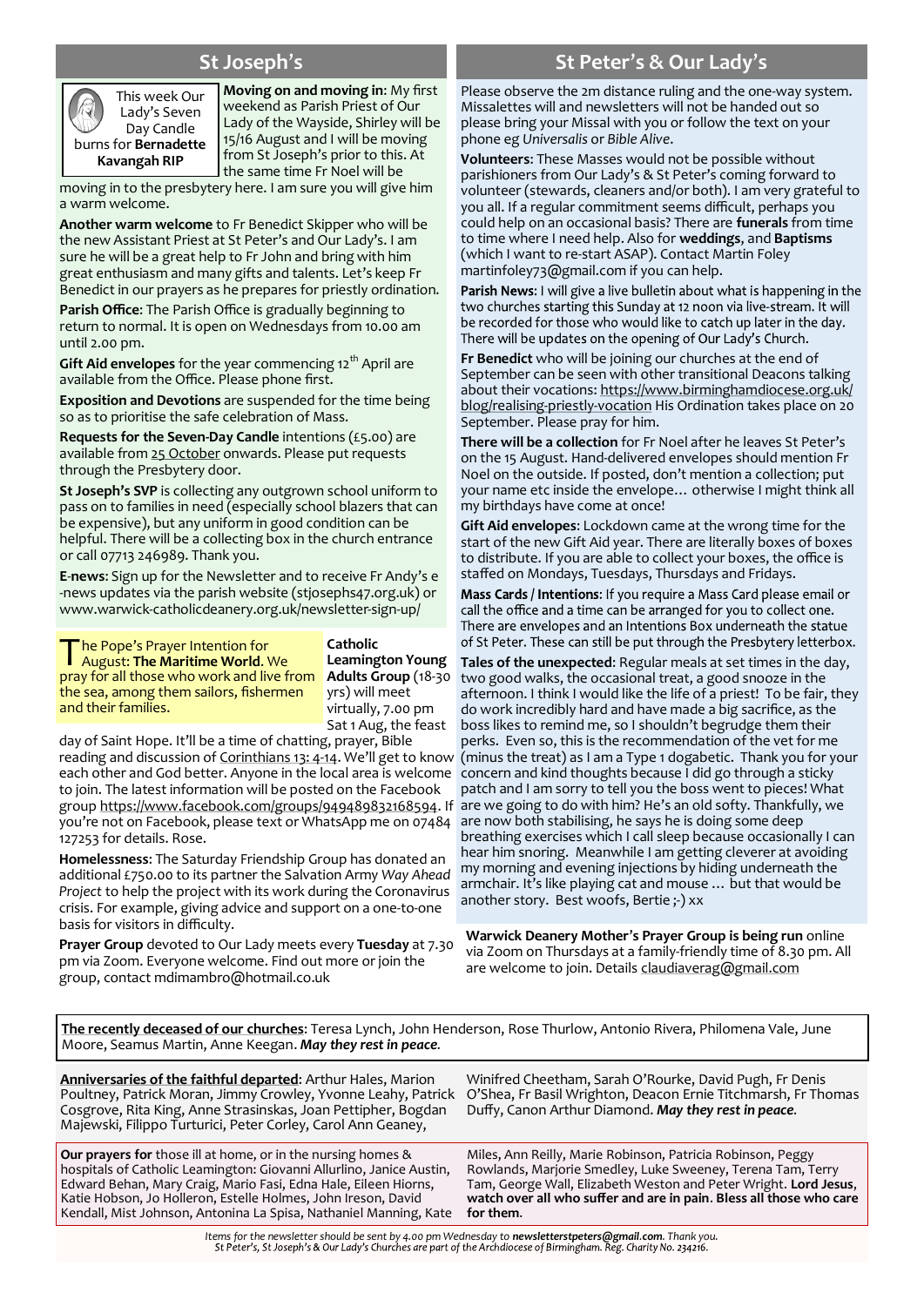## St Joseph's

This week Our Lady's Seven Day Candle burns for **Bernadette Kavangah RIP**

**Moving on and moving in**: My first weekend as Parish Priest of Our Lady of the Wayside, Shirley will be 15/16 August and I will be moving from St Joseph's prior to this. At the same time Fr Noel will be moving in to the presbytery here. I am sure you will give him a warm welcome.

**Another warm welcome** to Fr Benedict Skipper who will be the new Assistant Priest at St Peter's and Our Lady's. I am sure he will be a great help to Fr John and bring with him great enthusiasm and many gifts and talents. Let's keep Fr Benedict in our prayers as he prepares for priestly ordination.

**Parish Office**: The Parish Office is gradually beginning to return to normal. It is open on Wednesdays from 10.00 am until 2.00 pm.

**Gift Aid envelopes** for the year commencing 12th April are available from the Office. Please phone first.

**Exposition and Devotions** are suspended for the time being so as to prioritise the safe celebration of Mass.

**Requests for the Seven-Day Candle** intentions (£5.00) are available from 25 October onwards. Please put requests through the Presbytery door.

**St Joseph's SVP** is collecting any outgrown school uniform to pass on to families in need (especially school blazers that can be expensive), but any uniform in good condition can be helpful. There will be a collecting box in the church entrance or call 07713 246989. Thank you.

**E-news**: Sign up for the Newsletter and to receive Fr Andy's e-news updates via the parish website (stjosephs47.org.uk) or www.warwick-catholicdeanery.org.uk/newsletter-sign-up/

The Pope's Prayer Intention for August: **The Maritime World**. We pray for all those who work and live from the sea, among them sailors, fishermen and their families.

**Catholic Leamington Young Adults Group** (18-30 yrs) will meet virtually, 7.00 pm Sat 1 Aug, the feast day of Saint Hope. It'll be a time of chatting, prayer, Bible reading and discussion of Corinthians 13: 4-14. We'll get to know each other and God better. Anyone in the local area is welcome to join. The latest information will be posted on the Facebook group https://www.facebook.com/groups/949489832168594. If you're not on Facebook, please text or WhatsApp me on 07484 127253 for details. Rose.

**Homelessness**: The Saturday Friendship Group has donated an additional £750.00 to its partner the Salvation Army *Way Ahead Project* to help the project with its work during the Coronavirus crisis. For example, giving advice and support on a one-to-one basis for visitors in difficulty.

**Prayer Group** devoted to Our Lady meets every **Tuesday** at 7.30 pm via Zoom. Everyone welcome. Find out more or join the group, contact mdimambro@hotmail.co.uk

## St Peter's & Our Lady's

Please observe the 2m distance ruling and the one-way system. Missalettes will and newsletters will not be handed out so please bring your Missal with you or follow the text on your phone eg *Universalis* or *Bible Alive*.

**Volunteers**: These Masses would not be possible without parishioners from Our Lady's & St Peter's coming forward to volunteer (stewards, cleaners and/or both). I am very grateful to you all. If a regular commitment seems difficult, perhaps you could help on an occasional basis? There are **funerals** from time to time where I need help. Also for **weddings**, and **Baptisms** (which I want to re-start ASAP). Contact Martin Foley martinfoley73@gmail.com if you can help.

**Parish News**: I will give a live bulletin about what is happening in the two churches starting this Sunday at 12 noon via live-stream. It will be recorded for those who would like to catch up later in the day. There will be updates on the opening of Our Lady's Church.

**Fr Benedict** who will be joining our churches at the end of September can be seen with other transitional Deacons talking about their vocations: https://www.birminghamdiocese.org.uk/blog/realising-priestly-vocation His Ordination takes place on 20 September. Please pray for him.

**There will be a collection** for Fr Noel after he leaves St Peter's on the 15 August. Hand-delivered envelopes should mention Fr Noel on the outside. If posted, don't mention a collection; put your name etc inside the envelope… otherwise I might think all my birthdays have come at once!

**Gift Aid envelopes**: Lockdown came at the wrong time for the start of the new Gift Aid year. There are literally boxes of boxes to distribute. If you are able to collect your boxes, the office is staffed on Mondays, Tuesdays, Thursdays and Fridays.

**Mass Cards / Intentions**: If you require a Mass Card please email or call the office and a time can be arranged for you to collect one. There are envelopes and an Intentions Box underneath the statue of St Peter. These can still be put through the Presbytery letterbox.

**Tales of the unexpected**: Regular meals at set times in the day, two good walks, the occasional treat, a good snooze in the afternoon. I think I would like the life of a priest! To be fair, they do work incredibly hard and have made a big sacrifice, as the boss likes to remind me, so I shouldn't begrudge them their perks. Even so, this is the recommendation of the vet for me (minus the treat) as I am a Type 1 dogabetic. Thank you for your concern and kind thoughts because I did go through a sticky patch and I am sorry to tell you the boss went to pieces! What are we going to do with him? He's an old softy. Thankfully, we are now both stabilising, he says he is doing some deep breathing exercises which I call sleep because occasionally I can hear him snoring. Meanwhile I am getting cleverer at avoiding my morning and evening injections by hiding underneath the armchair. It's like playing cat and mouse … but that would be another story. Best woofs, Bertie ;-) xx

**Warwick Deanery Mother's Prayer Group is being run** online via Zoom on Thursdays at a family-friendly time of 8.30 pm. All are welcome to join. Details claudiaverag@gmail.com

**The recently deceased of our churches**: Teresa Lynch, John Henderson, Rose Thurlow, Antonio Rivera, Philomena Vale, June Moore, Seamus Martin, Anne Keegan. ***May they rest in peace.***

**Anniversaries of the faithful departed**: Arthur Hales, Marion Poultney, Patrick Moran, Jimmy Crowley, Yvonne Leahy, Patrick Cosgrove, Rita King, Anne Strasinskas, Joan Pettipher, Bogdan Majewski, Filippo Turturici, Peter Corley, Carol Ann Geaney, Winifred Cheetham, Sarah O'Rourke, David Pugh, Fr Denis O'Shea, Fr Basil Wrighton, Deacon Ernie Titchmarsh, Fr Thomas Duffy, Canon Arthur Diamond. ***May they rest in peace.***

**Our prayers for** those ill at home, or in the nursing homes & hospitals of Catholic Leamington: Giovanni Allurlino, Janice Austin, Edward Behan, Mary Craig, Mario Fasi, Edna Hale, Eileen Hiorns, Katie Hobson, Jo Holleron, Estelle Holmes, John Ireson, David Kendall, Mist Johnson, Antonina La Spisa, Nathaniel Manning, Kate Miles, Ann Reilly, Marie Robinson, Patricia Robinson, Peggy Rowlands, Marjorie Smedley, Luke Sweeney, Terena Tam, Terry Tam, George Wall, Elizabeth Weston and Peter Wright. **Lord Jesus, watch over all who suffer and are in pain. Bless all those who care for them.**

*Items for the newsletter should be sent by 4.00 pm Wednesday to **newsletterstpeters@gmail.com**. Thank you.*
*St Peter's, St Joseph's & Our Lady's Churches are part of the Archdiocese of Birmingham. Reg. Charity No. 234216.*